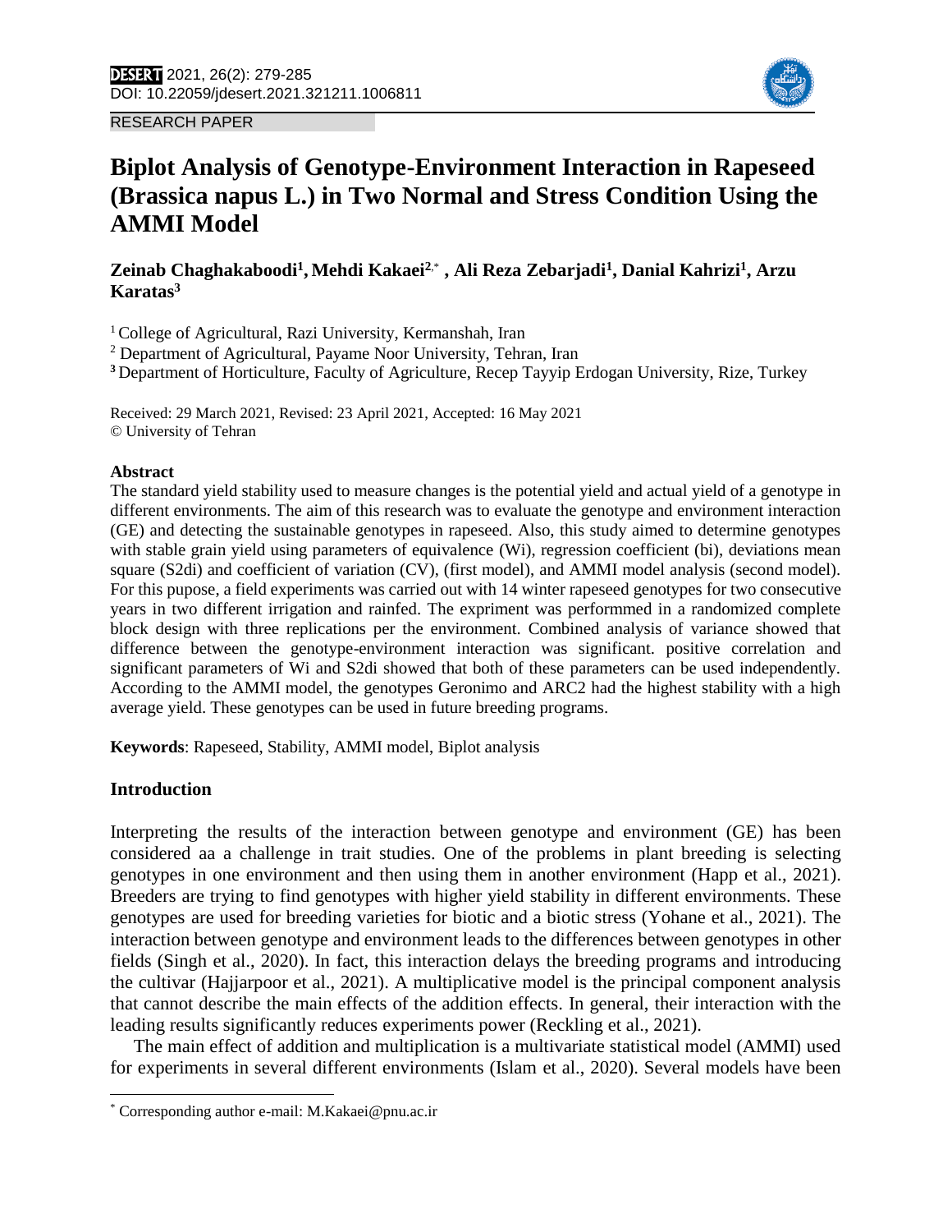RESEARCH PAPER

# Biplot Analysis of Genotype-Environment Interaction in Rapeseed (Brassica napus L.) in Two Normal and Stress Condition Using the AMMI Model

**Zeinab Chaghakaboodi[1], Mehdi Kakaei[2,*], Ali Reza Zebarjadi[1], Danial Kahrizi[1], Arzu Karatas[3]**

[1] College of Agricultural, Razi University, Kermanshah, Iran

[2] Department of Agricultural, Payame Noor University, Tehran, Iran

[3] Department of Horticulture, Faculty of Agriculture, Recep Tayyip Erdogan University, Rize, Turkey

Received: 29 March 2021, Revised: 23 April 2021, Accepted: 16 May 2021
© University of Tehran

## Abstract

The standard yield stability used to measure changes is the potential yield and actual yield of a genotype in different environments. The aim of this research was to evaluate the genotype and environment interaction (GE) and detecting the sustainable genotypes in rapeseed. Also, this study aimed to determine genotypes with stable grain yield using parameters of equivalence (Wi), regression coefficient (bi), deviations mean square (S2di) and coefficient of variation (CV), (first model), and AMMI model analysis (second model). For this pupose, a field experiments was carried out with 14 winter rapeseed genotypes for two consecutive years in two different irrigation and rainfed. The expriment was performmed in a randomized complete block design with three replications per the environment. Combined analysis of variance showed that difference between the genotype-environment interaction was significant. positive correlation and significant parameters of Wi and S2di showed that both of these parameters can be used independently. According to the AMMI model, the genotypes Geronimo and ARC2 had the highest stability with a high average yield. These genotypes can be used in future breeding programs.

**Keywords**: Rapeseed, Stability, AMMI model, Biplot analysis

## Introduction

Interpreting the results of the interaction between genotype and environment (GE) has been considered aa a challenge in trait studies. One of the problems in plant breeding is selecting genotypes in one environment and then using them in another environment (Happ et al., 2021). Breeders are trying to find genotypes with higher yield stability in different environments. These genotypes are used for breeding varieties for biotic and a biotic stress (Yohane et al., 2021). The interaction between genotype and environment leads to the differences between genotypes in other fields (Singh et al., 2020). In fact, this interaction delays the breeding programs and introducing the cultivar (Hajjarpoor et al., 2021). A multiplicative model is the principal component analysis that cannot describe the main effects of the addition effects. In general, their interaction with the leading results significantly reduces experiments power (Reckling et al., 2021).

The main effect of addition and multiplication is a multivariate statistical model (AMMI) used for experiments in several different environments (Islam et al., 2020). Several models have been

* Corresponding author e-mail: M.Kakaei@pnu.ac.ir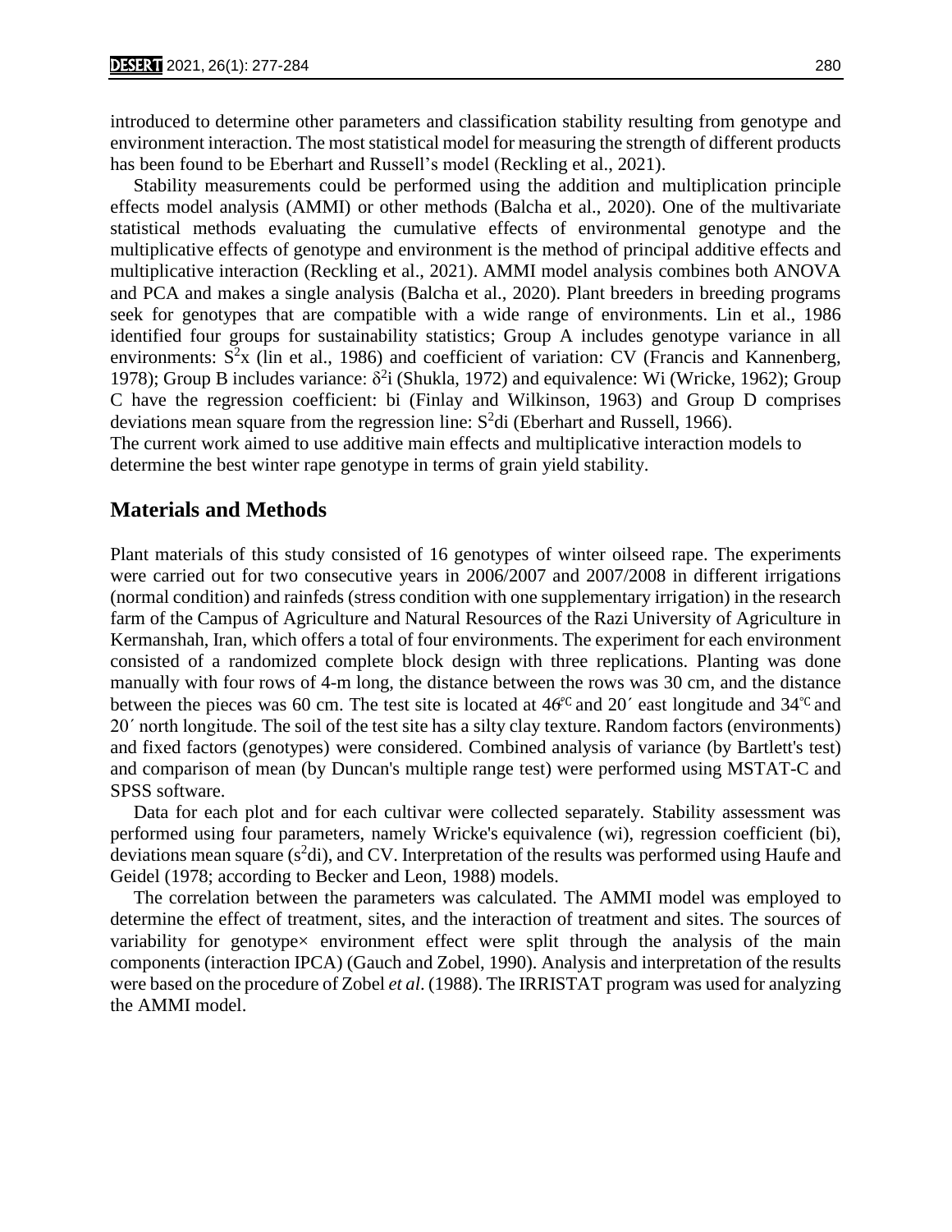introduced to determine other parameters and classification stability resulting from genotype and environment interaction. The most statistical model for measuring the strength of different products has been found to be Eberhart and Russell's model (Reckling et al., 2021).

Stability measurements could be performed using the addition and multiplication principle effects model analysis (AMMI) or other methods (Balcha et al., 2020). One of the multivariate statistical methods evaluating the cumulative effects of environmental genotype and the multiplicative effects of genotype and environment is the method of principal additive effects and multiplicative interaction (Reckling et al., 2021). AMMI model analysis combines both ANOVA and PCA and makes a single analysis (Balcha et al., 2020). Plant breeders in breeding programs seek for genotypes that are compatible with a wide range of environments. Lin et al., 1986 identified four groups for sustainability statistics; Group A includes genotype variance in all environments: $S^2x$ (lin et al., 1986) and coefficient of variation: CV (Francis and Kannenberg, 1978); Group B includes variance: $\delta^2i$ (Shukla, 1972) and equivalence: Wi (Wricke, 1962); Group C have the regression coefficient: bi (Finlay and Wilkinson, 1963) and Group D comprises deviations mean square from the regression line: $S^2di$ (Eberhart and Russell, 1966).

The current work aimed to use additive main effects and multiplicative interaction models to determine the best winter rape genotype in terms of grain yield stability.

## Materials and Methods

Plant materials of this study consisted of 16 genotypes of winter oilseed rape. The experiments were carried out for two consecutive years in 2006/2007 and 2007/2008 in different irrigations (normal condition) and rainfeds (stress condition with one supplementary irrigation) in the research farm of the Campus of Agriculture and Natural Resources of the Razi University of Agriculture in Kermanshah, Iran, which offers a total of four environments. The experiment for each environment consisted of a randomized complete block design with three replications. Planting was done manually with four rows of 4-m long, the distance between the rows was 30 cm, and the distance between the pieces was 60 cm. The test site is located at 46℃ and 20´ east longitude and 34℃ and 20´ north longitude. The soil of the test site has a silty clay texture. Random factors (environments) and fixed factors (genotypes) were considered. Combined analysis of variance (by Bartlett's test) and comparison of mean (by Duncan's multiple range test) were performed using MSTAT-C and SPSS software.

Data for each plot and for each cultivar were collected separately. Stability assessment was performed using four parameters, namely Wricke's equivalence (wi), regression coefficient (bi), deviations mean square ($s^2di$), and CV. Interpretation of the results was performed using Haufe and Geidel (1978; according to Becker and Leon, 1988) models.

The correlation between the parameters was calculated. The AMMI model was employed to determine the effect of treatment, sites, and the interaction of treatment and sites. The sources of variability for genotype× environment effect were split through the analysis of the main components (interaction IPCA) (Gauch and Zobel, 1990). Analysis and interpretation of the results were based on the procedure of Zobel *et al*. (1988). The IRRISTAT program was used for analyzing the AMMI model.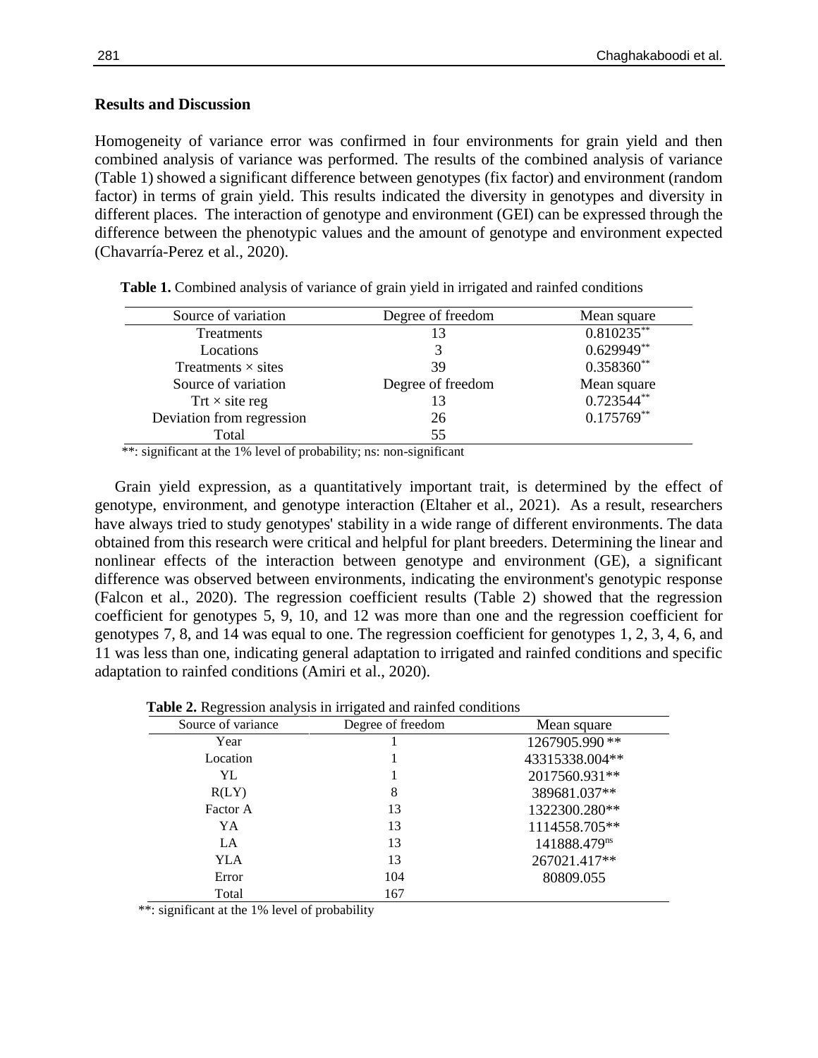## Results and Discussion

Homogeneity of variance error was confirmed in four environments for grain yield and then combined analysis of variance was performed. The results of the combined analysis of variance (Table 1) showed a significant difference between genotypes (fix factor) and environment (random factor) in terms of grain yield. This results indicated the diversity in genotypes and diversity in different places. The interaction of genotype and environment (GEI) can be expressed through the difference between the phenotypic values and the amount of genotype and environment expected (Chavarría-Perez et al., 2020).

**Table 1.** Combined analysis of variance of grain yield in irrigated and rainfed conditions

| Source of variation | Degree of freedom | Mean square |
|---|---|---|
| Treatments | 13 | 0.810235** |
| Locations | 3 | 0.629949** |
| Treatments × sites | 39 | 0.358360** |
| Source of variation | Degree of freedom | Mean square |
| Trt × site reg | 13 | 0.723544** |
| Deviation from regression | 26 | 0.175769** |
| Total | 55 | |

**: significant at the 1% level of probability; ns: non-significant

Grain yield expression, as a quantitatively important trait, is determined by the effect of genotype, environment, and genotype interaction (Eltaher et al., 2021). As a result, researchers have always tried to study genotypes' stability in a wide range of different environments. The data obtained from this research were critical and helpful for plant breeders. Determining the linear and nonlinear effects of the interaction between genotype and environment (GE), a significant difference was observed between environments, indicating the environment's genotypic response (Falcon et al., 2020). The regression coefficient results (Table 2) showed that the regression coefficient for genotypes 5, 9, 10, and 12 was more than one and the regression coefficient for genotypes 7, 8, and 14 was equal to one. The regression coefficient for genotypes 1, 2, 3, 4, 6, and 11 was less than one, indicating general adaptation to irrigated and rainfed conditions and specific adaptation to rainfed conditions (Amiri et al., 2020).

**Table 2.** Regression analysis in irrigated and rainfed conditions

| Source of variance | Degree of freedom | Mean square |
|---|---|---|
| Year | 1 | 1267905.990 ** |
| Location | 1 | 43315338.004** |
| YL | 1 | 2017560.931** |
| R(LY) | 8 | 389681.037** |
| Factor A | 13 | 1322300.280** |
| YA | 13 | 1114558.705** |
| LA | 13 | 141888.479ns |
| YLA | 13 | 267021.417** |
| Error | 104 | 80809.055 |
| Total | 167 | |

**: significant at the 1% level of probability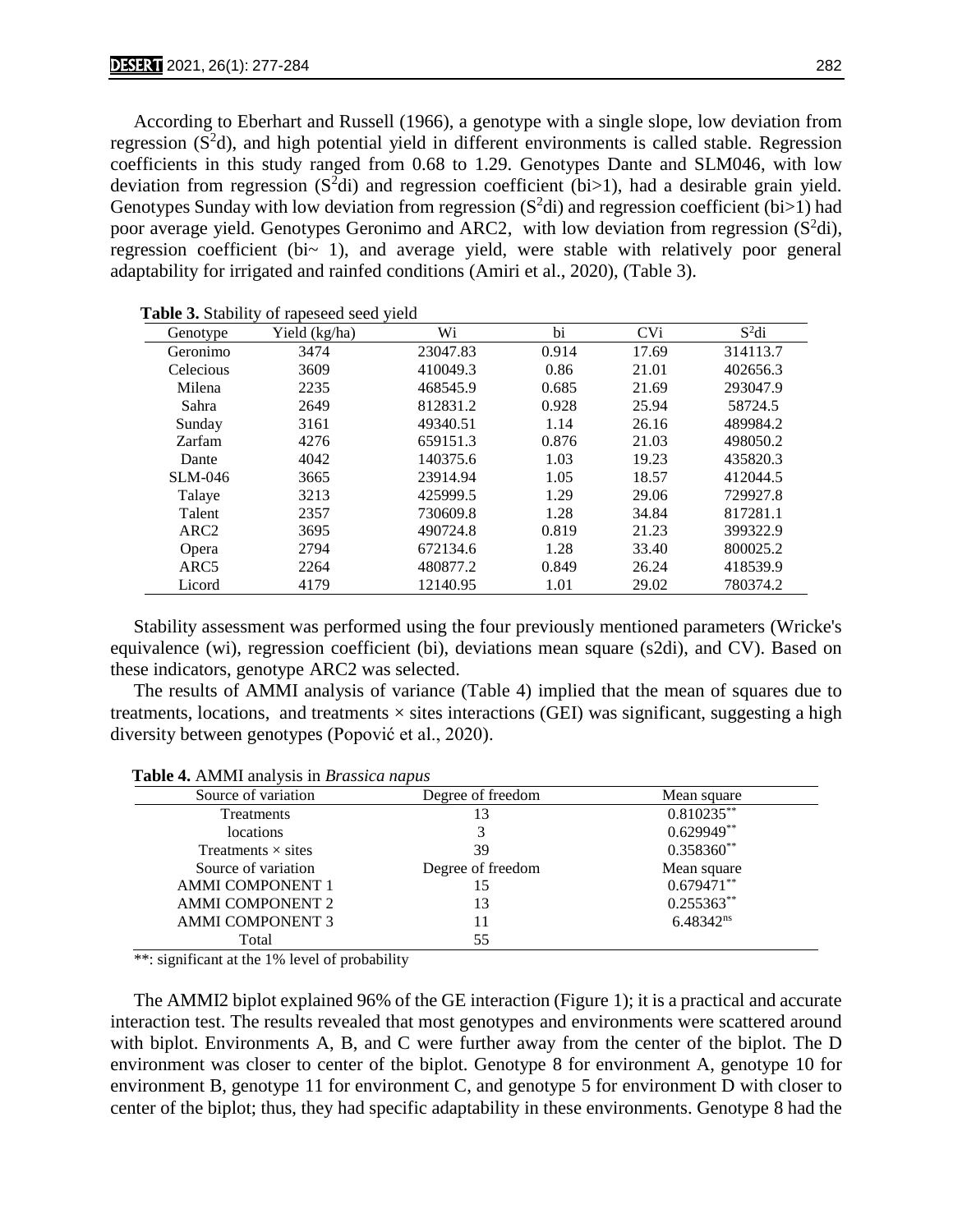According to Eberhart and Russell (1966), a genotype with a single slope, low deviation from regression ($S^2d$), and high potential yield in different environments is called stable. Regression coefficients in this study ranged from 0.68 to 1.29. Genotypes Dante and SLM046, with low deviation from regression ($S^2di$) and regression coefficient (bi>1), had a desirable grain yield. Genotypes Sunday with low deviation from regression ($S^2di$) and regression coefficient (bi>1) had poor average yield. Genotypes Geronimo and ARC2, with low deviation from regression ($S^2di$), regression coefficient (bi~ 1), and average yield, were stable with relatively poor general adaptability for irrigated and rainfed conditions (Amiri et al., 2020), (Table 3).

**Table 3.** Stability of rapeseed seed yield

| Genotype | Yield (kg/ha) | Wi | bi | CVi | $S^2di$ |
|---|---|---|---|---|---|
| Geronimo | 3474 | 23047.83 | 0.914 | 17.69 | 314113.7 |
| Celecious | 3609 | 410049.3 | 0.86 | 21.01 | 402656.3 |
| Milena | 2235 | 468545.9 | 0.685 | 21.69 | 293047.9 |
| Sahra | 2649 | 812831.2 | 0.928 | 25.94 | 58724.5 |
| Sunday | 3161 | 49340.51 | 1.14 | 26.16 | 489984.2 |
| Zarfam | 4276 | 659151.3 | 0.876 | 21.03 | 498050.2 |
| Dante | 4042 | 140375.6 | 1.03 | 19.23 | 435820.3 |
| SLM-046 | 3665 | 23914.94 | 1.05 | 18.57 | 412044.5 |
| Talaye | 3213 | 425999.5 | 1.29 | 29.06 | 729927.8 |
| Talent | 2357 | 730609.8 | 1.28 | 34.84 | 817281.1 |
| ARC2 | 3695 | 490724.8 | 0.819 | 21.23 | 399322.9 |
| Opera | 2794 | 672134.6 | 1.28 | 33.40 | 800025.2 |
| ARC5 | 2264 | 480877.2 | 0.849 | 26.24 | 418539.9 |
| Licord | 4179 | 12140.95 | 1.01 | 29.02 | 780374.2 |

Stability assessment was performed using the four previously mentioned parameters (Wricke's equivalence (wi), regression coefficient (bi), deviations mean square (s2di), and CV). Based on these indicators, genotype ARC2 was selected.

The results of AMMI analysis of variance (Table 4) implied that the mean of squares due to treatments, locations, and treatments × sites interactions (GEI) was significant, suggesting a high diversity between genotypes (Popović et al., 2020).

**Table 4.** AMMI analysis in *Brassica napus*

| Source of variation | Degree of freedom | Mean square |
|---|---|---|
| Treatments | 13 | 0.810235** |
| locations | 3 | 0.629949** |
| Treatments × sites | 39 | 0.358360** |
| Source of variation | Degree of freedom | Mean square |
| AMMI COMPONENT 1 | 15 | 0.679471** |
| AMMI COMPONENT 2 | 13 | 0.255363** |
| AMMI COMPONENT 3 | 11 | 6.48342ns |
| Total | 55 | |

**: significant at the 1% level of probability

The AMMI2 biplot explained 96% of the GE interaction (Figure 1); it is a practical and accurate interaction test. The results revealed that most genotypes and environments were scattered around with biplot. Environments A, B, and C were further away from the center of the biplot. The D environment was closer to center of the biplot. Genotype 8 for environment A, genotype 10 for environment B, genotype 11 for environment C, and genotype 5 for environment D with closer to center of the biplot; thus, they had specific adaptability in these environments. Genotype 8 had the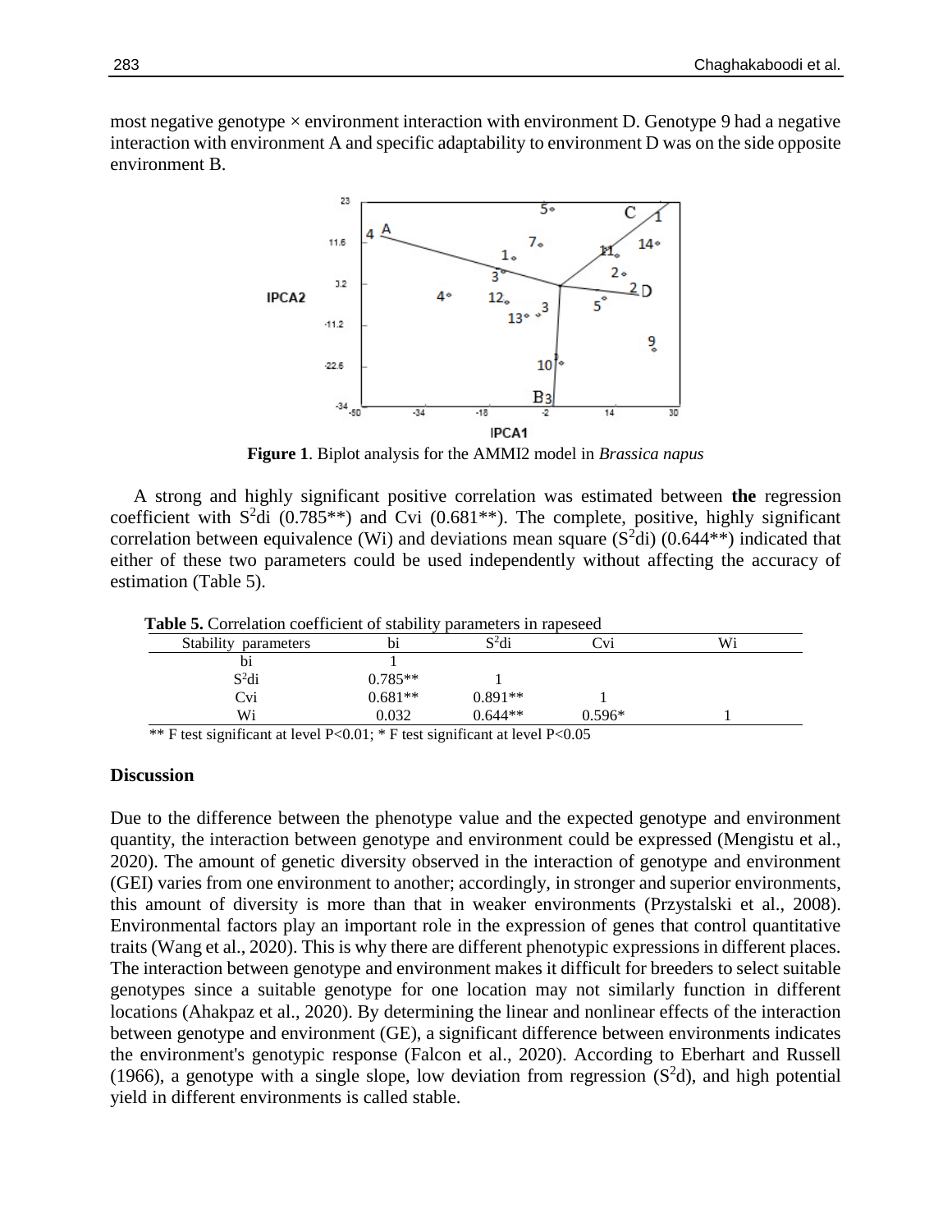most negative genotype × environment interaction with environment D. Genotype 9 had a negative interaction with environment A and specific adaptability to environment D was on the side opposite environment B.

**Figure 1**. Biplot analysis for the AMMI2 model in *Brassica napus*

A strong and highly significant positive correlation was estimated between **the** regression coefficient with $S^2di$ (0.785**) and Cvi (0.681**). The complete, positive, highly significant correlation between equivalence (Wi) and deviations mean square ($S^2di$) (0.644**) indicated that either of these two parameters could be used independently without affecting the accuracy of estimation (Table 5).

**Table 5.** Correlation coefficient of stability parameters in rapeseed

| Stability parameters | bi | $S^2di$ | Cvi | Wi |
|---|---|---|---|---|
| bi | 1 | | | |
| $S^2di$ | 0.785** | 1 | | |
| Cvi | 0.681** | 0.891** | 1 | |
| Wi | 0.032 | 0.644** | 0.596* | 1 |

** F test significant at level $P<0.01$; * F test significant at level $P<0.05$

## Discussion

Due to the difference between the phenotype value and the expected genotype and environment quantity, the interaction between genotype and environment could be expressed (Mengistu et al., 2020). The amount of genetic diversity observed in the interaction of genotype and environment (GEI) varies from one environment to another; accordingly, in stronger and superior environments, this amount of diversity is more than that in weaker environments (Przystalski et al., 2008). Environmental factors play an important role in the expression of genes that control quantitative traits (Wang et al., 2020). This is why there are different phenotypic expressions in different places. The interaction between genotype and environment makes it difficult for breeders to select suitable genotypes since a suitable genotype for one location may not similarly function in different locations (Ahakpaz et al., 2020). By determining the linear and nonlinear effects of the interaction between genotype and environment (GE), a significant difference between environments indicates the environment's genotypic response (Falcon et al., 2020). According to Eberhart and Russell (1966), a genotype with a single slope, low deviation from regression ($S^2d$), and high potential yield in different environments is called stable.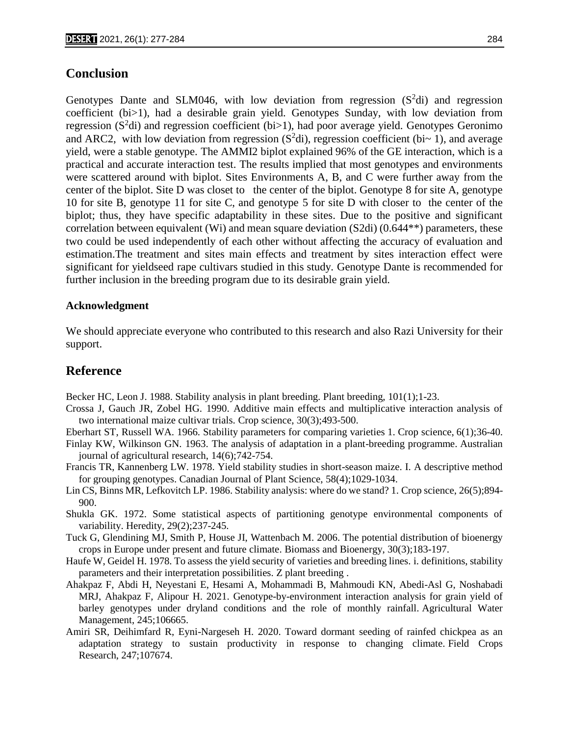## Conclusion

Genotypes Dante and SLM046, with low deviation from regression ($S^2$di) and regression coefficient (bi>1), had a desirable grain yield. Genotypes Sunday, with low deviation from regression ($S^2$di) and regression coefficient (bi>1), had poor average yield. Genotypes Geronimo and ARC2, with low deviation from regression ($S^2$di), regression coefficient (bi~ 1), and average yield, were a stable genotype. The AMMI2 biplot explained 96% of the GE interaction, which is a practical and accurate interaction test. The results implied that most genotypes and environments were scattered around with biplot. Sites Environments A, B, and C were further away from the center of the biplot. Site D was closet to the center of the biplot. Genotype 8 for site A, genotype 10 for site B, genotype 11 for site C, and genotype 5 for site D with closer to the center of the biplot; thus, they have specific adaptability in these sites. Due to the positive and significant correlation between equivalent (Wi) and mean square deviation (S2di) (0.644**) parameters, these two could be used independently of each other without affecting the accuracy of evaluation and estimation.The treatment and sites main effects and treatment by sites interaction effect were significant for yieldseed rape cultivars studied in this study. Genotype Dante is recommended for further inclusion in the breeding program due to its desirable grain yield.

### Acknowledgment

We should appreciate everyone who contributed to this research and also Razi University for their support.

## Reference

Becker HC, Leon J. 1988. Stability analysis in plant breeding. Plant breeding, 101(1);1-23.

Crossa J, Gauch JR, Zobel HG. 1990. Additive main effects and multiplicative interaction analysis of two international maize cultivar trials. Crop science, 30(3);493-500.

Eberhart ST, Russell WA. 1966. Stability parameters for comparing varieties 1. Crop science, 6(1);36-40.

Finlay KW, Wilkinson GN. 1963. The analysis of adaptation in a plant-breeding programme. Australian journal of agricultural research, 14(6);742-754.

Francis TR, Kannenberg LW. 1978. Yield stability studies in short-season maize. I. A descriptive method for grouping genotypes. Canadian Journal of Plant Science, 58(4);1029-1034.

Lin CS, Binns MR, Lefkovitch LP. 1986. Stability analysis: where do we stand? 1. Crop science, 26(5);894-900.

Shukla GK. 1972. Some statistical aspects of partitioning genotype environmental components of variability. Heredity, 29(2);237-245.

Tuck G, Glendining MJ, Smith P, House JI, Wattenbach M. 2006. The potential distribution of bioenergy crops in Europe under present and future climate. Biomass and Bioenergy, 30(3);183-197.

Haufe W, Geidel H. 1978. To assess the yield security of varieties and breeding lines. i. definitions, stability parameters and their interpretation possibilities. Z plant breeding .

Ahakpaz F, Abdi H, Neyestani E, Hesami A, Mohammadi B, Mahmoudi KN, Abedi-Asl G, Noshabadi MRJ, Ahakpaz F, Alipour H. 2021. Genotype-by-environment interaction analysis for grain yield of barley genotypes under dryland conditions and the role of monthly rainfall. Agricultural Water Management, 245;106665.

Amiri SR, Deihimfard R, Eyni-Nargeseh H. 2020. Toward dormant seeding of rainfed chickpea as an adaptation strategy to sustain productivity in response to changing climate. Field Crops Research, 247;107674.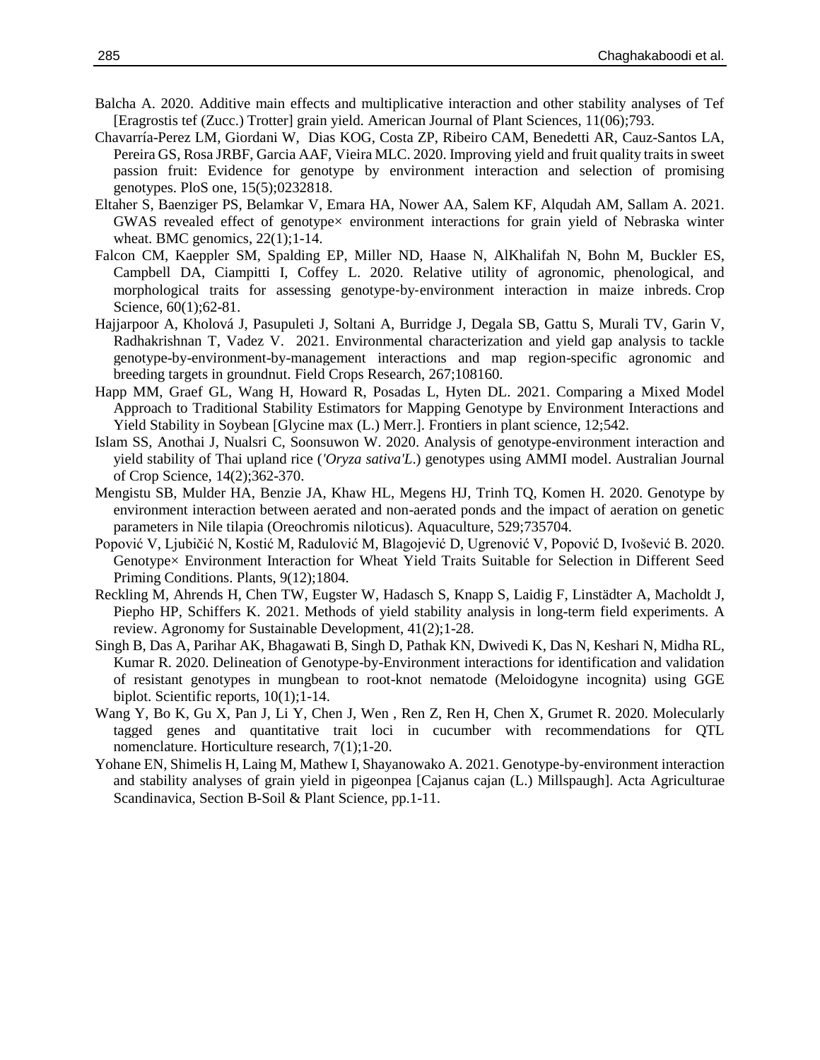Balcha A. 2020. Additive main effects and multiplicative interaction and other stability analyses of Tef [Eragrostis tef (Zucc.) Trotter] grain yield. American Journal of Plant Sciences, 11(06);793.

Chavarría-Perez LM, Giordani W, Dias KOG, Costa ZP, Ribeiro CAM, Benedetti AR, Cauz-Santos LA, Pereira GS, Rosa JRBF, Garcia AAF, Vieira MLC. 2020. Improving yield and fruit quality traits in sweet passion fruit: Evidence for genotype by environment interaction and selection of promising genotypes. PloS one, 15(5);0232818.

Eltaher S, Baenziger PS, Belamkar V, Emara HA, Nower AA, Salem KF, Alqudah AM, Sallam A. 2021. GWAS revealed effect of genotype× environment interactions for grain yield of Nebraska winter wheat. BMC genomics, 22(1);1-14.

Falcon CM, Kaeppler SM, Spalding EP, Miller ND, Haase N, AlKhalifah N, Bohn M, Buckler ES, Campbell DA, Ciampitti I, Coffey L. 2020. Relative utility of agronomic, phenological, and morphological traits for assessing genotype-by-environment interaction in maize inbreds. Crop Science, 60(1);62-81.

Hajjarpoor A, Kholová J, Pasupuleti J, Soltani A, Burridge J, Degala SB, Gattu S, Murali TV, Garin V, Radhakrishnan T, Vadez V. 2021. Environmental characterization and yield gap analysis to tackle genotype-by-environment-by-management interactions and map region-specific agronomic and breeding targets in groundnut. Field Crops Research, 267;108160.

Happ MM, Graef GL, Wang H, Howard R, Posadas L, Hyten DL. 2021. Comparing a Mixed Model Approach to Traditional Stability Estimators for Mapping Genotype by Environment Interactions and Yield Stability in Soybean [Glycine max (L.) Merr.]. Frontiers in plant science, 12;542.

Islam SS, Anothai J, Nualsri C, Soonsuwon W. 2020. Analysis of genotype-environment interaction and yield stability of Thai upland rice (*'Oryza sativa'L*.) genotypes using AMMI model. Australian Journal of Crop Science, 14(2);362-370.

Mengistu SB, Mulder HA, Benzie JA, Khaw HL, Megens HJ, Trinh TQ, Komen H. 2020. Genotype by environment interaction between aerated and non-aerated ponds and the impact of aeration on genetic parameters in Nile tilapia (Oreochromis niloticus). Aquaculture, 529;735704.

Popović V, Ljubičić N, Kostić M, Radulović M, Blagojević D, Ugrenović V, Popović D, Ivošević B. 2020. Genotype× Environment Interaction for Wheat Yield Traits Suitable for Selection in Different Seed Priming Conditions. Plants, 9(12);1804.

Reckling M, Ahrends H, Chen TW, Eugster W, Hadasch S, Knapp S, Laidig F, Linstädter A, Macholdt J, Piepho HP, Schiffers K. 2021. Methods of yield stability analysis in long-term field experiments. A review. Agronomy for Sustainable Development, 41(2);1-28.

Singh B, Das A, Parihar AK, Bhagawati B, Singh D, Pathak KN, Dwivedi K, Das N, Keshari N, Midha RL, Kumar R. 2020. Delineation of Genotype-by-Environment interactions for identification and validation of resistant genotypes in mungbean to root-knot nematode (Meloidogyne incognita) using GGE biplot. Scientific reports, 10(1);1-14.

Wang Y, Bo K, Gu X, Pan J, Li Y, Chen J, Wen , Ren Z, Ren H, Chen X, Grumet R. 2020. Molecularly tagged genes and quantitative trait loci in cucumber with recommendations for QTL nomenclature. Horticulture research, 7(1);1-20.

Yohane EN, Shimelis H, Laing M, Mathew I, Shayanowako A. 2021. Genotype-by-environment interaction and stability analyses of grain yield in pigeonpea [Cajanus cajan (L.) Millspaugh]. Acta Agriculturae Scandinavica, Section B-Soil & Plant Science, pp.1-11.